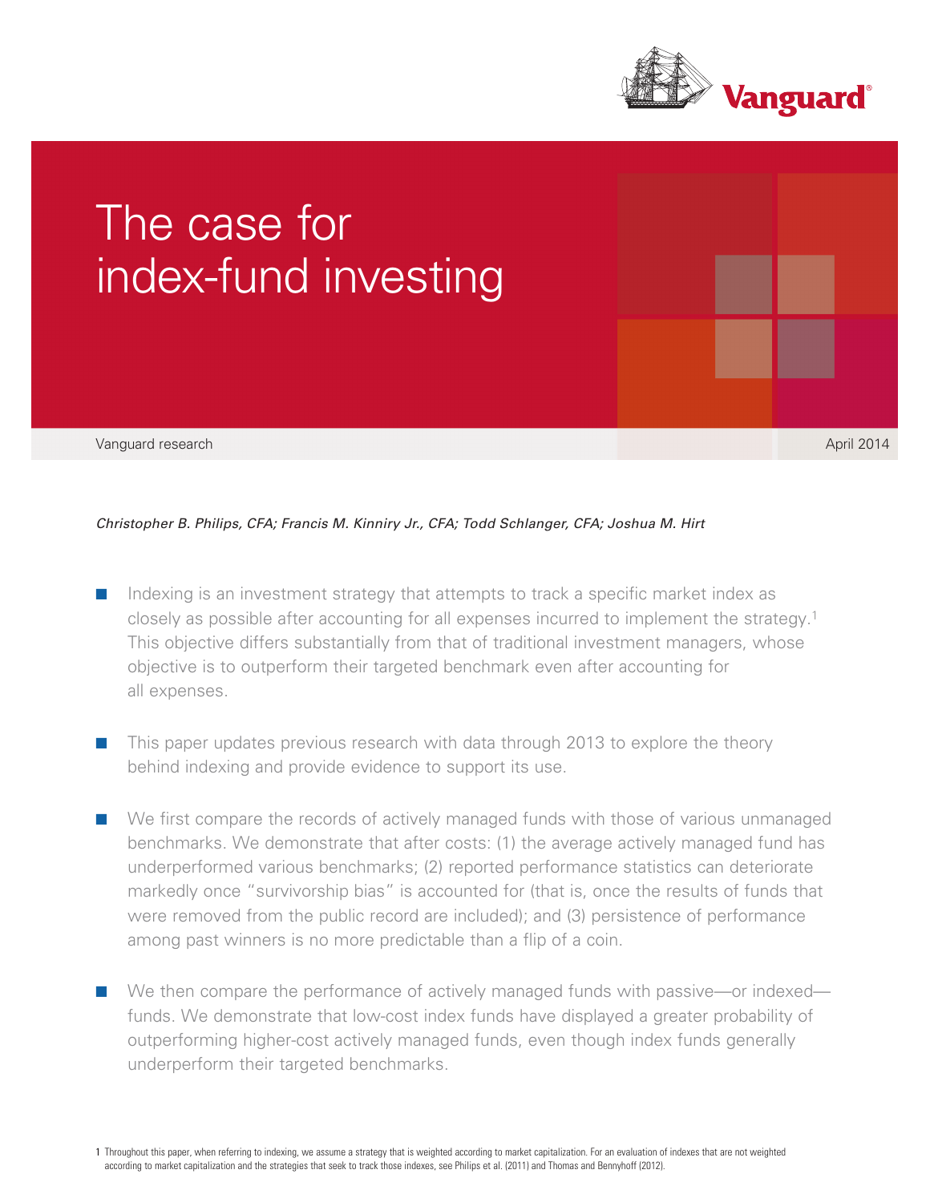# The case for index-fund investing

Vanguard research

April 2014

*Christopher B. Philips, CFA; Francis M. Kinniry Jr., CFA; Todd Schlanger, CFA; Joshua M. Hirt*

- Indexing is an investment strategy that attempts to track a specific market index as closely as possible after accounting for all expenses incurred to implement the strategy.[1] This objective differs substantially from that of traditional investment managers, whose objective is to outperform their targeted benchmark even after accounting for all expenses.

- This paper updates previous research with data through 2013 to explore the theory behind indexing and provide evidence to support its use.

- We first compare the records of actively managed funds with those of various unmanaged benchmarks. We demonstrate that after costs: (1) the average actively managed fund has underperformed various benchmarks; (2) reported performance statistics can deteriorate markedly once "survivorship bias" is accounted for (that is, once the results of funds that were removed from the public record are included); and (3) persistence of performance among past winners is no more predictable than a flip of a coin.

- We then compare the performance of actively managed funds with passive—or indexed—funds. We demonstrate that low-cost index funds have displayed a greater probability of outperforming higher-cost actively managed funds, even though index funds generally underperform their targeted benchmarks.

1 Throughout this paper, when referring to indexing, we assume a strategy that is weighted according to market capitalization. For an evaluation of indexes that are not weighted according to market capitalization and the strategies that seek to track those indexes, see Philips et al. (2011) and Thomas and Bennyhoff (2012).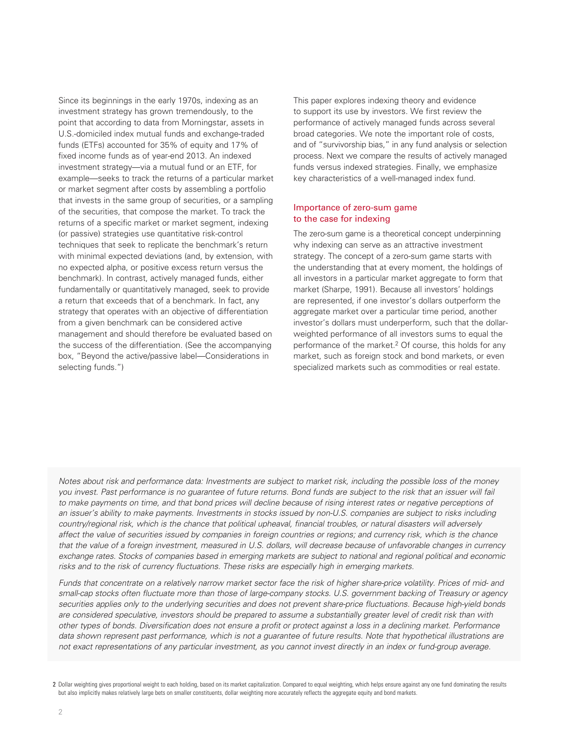Since its beginnings in the early 1970s, indexing as an investment strategy has grown tremendously, to the point that according to data from Morningstar, assets in U.S.-domiciled index mutual funds and exchange-traded funds (ETFs) accounted for 35% of equity and 17% of fixed income funds as of year-end 2013. An indexed investment strategy—via a mutual fund or an ETF, for example—seeks to track the returns of a particular market or market segment after costs by assembling a portfolio that invests in the same group of securities, or a sampling of the securities, that compose the market. To track the returns of a specific market or market segment, indexing (or passive) strategies use quantitative risk-control techniques that seek to replicate the benchmark's return with minimal expected deviations (and, by extension, with no expected alpha, or positive excess return versus the benchmark). In contrast, actively managed funds, either fundamentally or quantitatively managed, seek to provide a return that exceeds that of a benchmark. In fact, any strategy that operates with an objective of differentiation from a given benchmark can be considered active management and should therefore be evaluated based on the success of the differentiation. (See the accompanying box, "Beyond the active/passive label—Considerations in selecting funds.")

This paper explores indexing theory and evidence to support its use by investors. We first review the performance of actively managed funds across several broad categories. We note the important role of costs, and of "survivorship bias," in any fund analysis or selection process. Next we compare the results of actively managed funds versus indexed strategies. Finally, we emphasize key characteristics of a well-managed index fund.

## Importance of zero-sum game to the case for indexing

The zero-sum game is a theoretical concept underpinning why indexing can serve as an attractive investment strategy. The concept of a zero-sum game starts with the understanding that at every moment, the holdings of all investors in a particular market aggregate to form that market (Sharpe, 1991). Because all investors' holdings are represented, if one investor's dollars outperform the aggregate market over a particular time period, another investor's dollars must underperform, such that the dollar-weighted performance of all investors sums to equal the performance of the market.[2] Of course, this holds for any market, such as foreign stock and bond markets, or even specialized markets such as commodities or real estate.

*Notes about risk and performance data: Investments are subject to market risk, including the possible loss of the money you invest. Past performance is no guarantee of future returns. Bond funds are subject to the risk that an issuer will fail to make payments on time, and that bond prices will decline because of rising interest rates or negative perceptions of an issuer's ability to make payments. Investments in stocks issued by non-U.S. companies are subject to risks including country/regional risk, which is the chance that political upheaval, financial troubles, or natural disasters will adversely affect the value of securities issued by companies in foreign countries or regions; and currency risk, which is the chance that the value of a foreign investment, measured in U.S. dollars, will decrease because of unfavorable changes in currency exchange rates. Stocks of companies based in emerging markets are subject to national and regional political and economic risks and to the risk of currency fluctuations. These risks are especially high in emerging markets.*

*Funds that concentrate on a relatively narrow market sector face the risk of higher share-price volatility. Prices of mid- and small-cap stocks often fluctuate more than those of large-company stocks. U.S. government backing of Treasury or agency securities applies only to the underlying securities and does not prevent share-price fluctuations. Because high-yield bonds are considered speculative, investors should be prepared to assume a substantially greater level of credit risk than with other types of bonds. Diversification does not ensure a profit or protect against a loss in a declining market. Performance data shown represent past performance, which is not a guarantee of future results. Note that hypothetical illustrations are not exact representations of any particular investment, as you cannot invest directly in an index or fund-group average.*

2 Dollar weighting gives proportional weight to each holding, based on its market capitalization. Compared to equal weighting, which helps ensure against any one fund dominating the results but also implicitly makes relatively large bets on smaller constituents, dollar weighting more accurately reflects the aggregate equity and bond markets.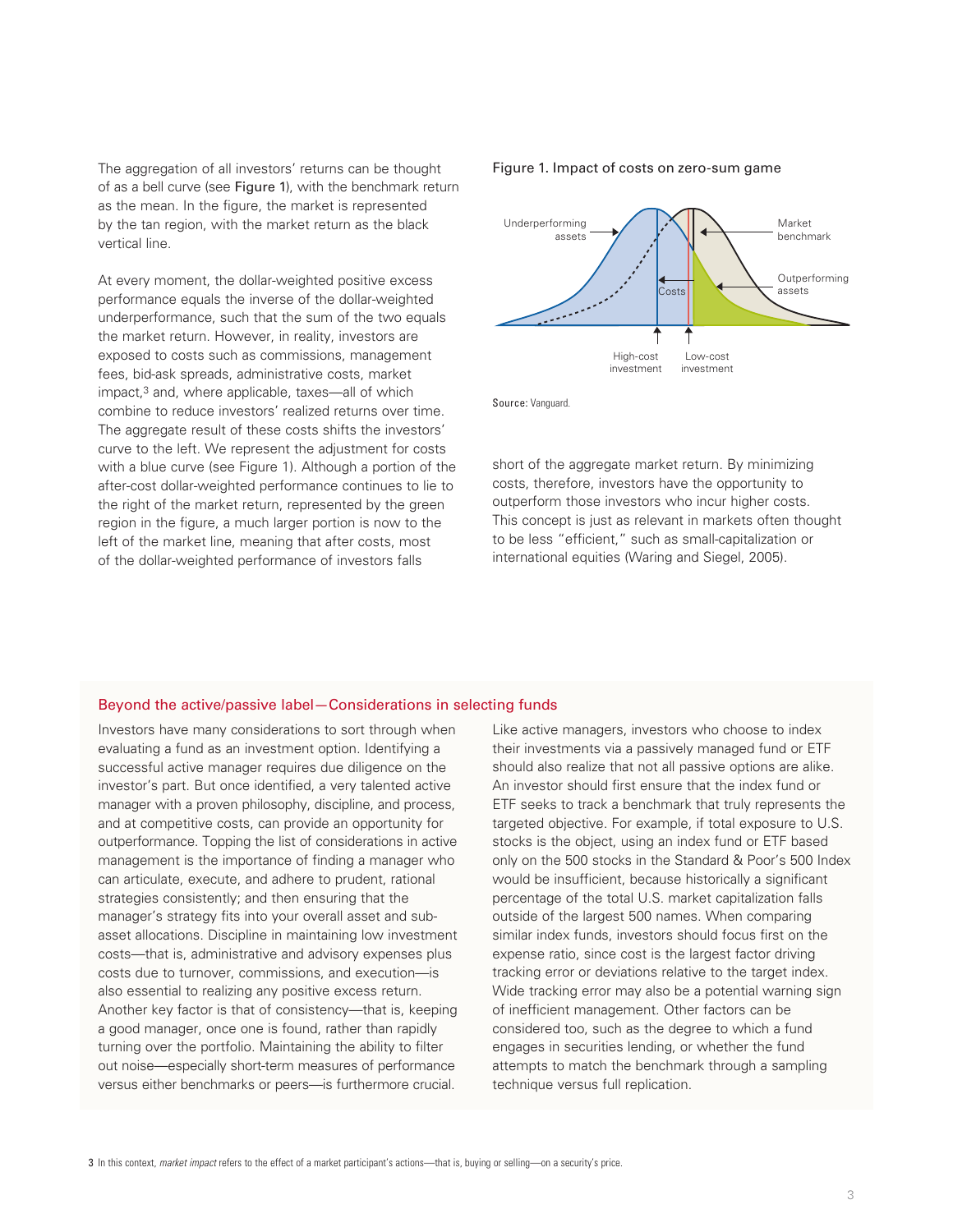The aggregation of all investors' returns can be thought of as a bell curve (see Figure 1), with the benchmark return as the mean. In the figure, the market is represented by the tan region, with the market return as the black vertical line.

At every moment, the dollar-weighted positive excess performance equals the inverse of the dollar-weighted underperformance, such that the sum of the two equals the market return. However, in reality, investors are exposed to costs such as commissions, management fees, bid-ask spreads, administrative costs, market impact,[3] and, where applicable, taxes—all of which combine to reduce investors' realized returns over time. The aggregate result of these costs shifts the investors' curve to the left. We represent the adjustment for costs with a blue curve (see Figure 1). Although a portion of the after-cost dollar-weighted performance continues to lie to the right of the market return, represented by the green region in the figure, a much larger portion is now to the left of the market line, meaning that after costs, most of the dollar-weighted performance of investors falls short of the aggregate market return. By minimizing costs, therefore, investors have the opportunity to outperform those investors who incur higher costs. This concept is just as relevant in markets often thought to be less "efficient," such as small-capitalization or international equities (Waring and Siegel, 2005).

Figure 1. Impact of costs on zero-sum game

Underperforming assets | Market benchmark | Outperforming assets | Costs | High-cost investment | Low-cost investment

**Source:** Vanguard.

## Beyond the active/passive label—Considerations in selecting funds

Investors have many considerations to sort through when evaluating a fund as an investment option. Identifying a successful active manager requires due diligence on the investor's part. But once identified, a very talented active manager with a proven philosophy, discipline, and process, and at competitive costs, can provide an opportunity for outperformance. Topping the list of considerations in active management is the importance of finding a manager who can articulate, execute, and adhere to prudent, rational strategies consistently; and then ensuring that the manager's strategy fits into your overall asset and sub-asset allocations. Discipline in maintaining low investment costs—that is, administrative and advisory expenses plus costs due to turnover, commissions, and execution—is also essential to realizing any positive excess return. Another key factor is that of consistency—that is, keeping a good manager, once one is found, rather than rapidly turning over the portfolio. Maintaining the ability to filter out noise—especially short-term measures of performance versus either benchmarks or peers—is furthermore crucial.

Like active managers, investors who choose to index their investments via a passively managed fund or ETF should also realize that not all passive options are alike. An investor should first ensure that the index fund or ETF seeks to track a benchmark that truly represents the targeted objective. For example, if total exposure to U.S. stocks is the object, using an index fund or ETF based only on the 500 stocks in the Standard & Poor's 500 Index would be insufficient, because historically a significant percentage of the total U.S. market capitalization falls outside of the largest 500 names. When comparing similar index funds, investors should focus first on the expense ratio, since cost is the largest factor driving tracking error or deviations relative to the target index. Wide tracking error may also be a potential warning sign of inefficient management. Other factors can be considered too, such as the degree to which a fund engages in securities lending, or whether the fund attempts to match the benchmark through a sampling technique versus full replication.

[3] In this context, *market impact* refers to the effect of a market participant's actions—that is, buying or selling—on a security's price.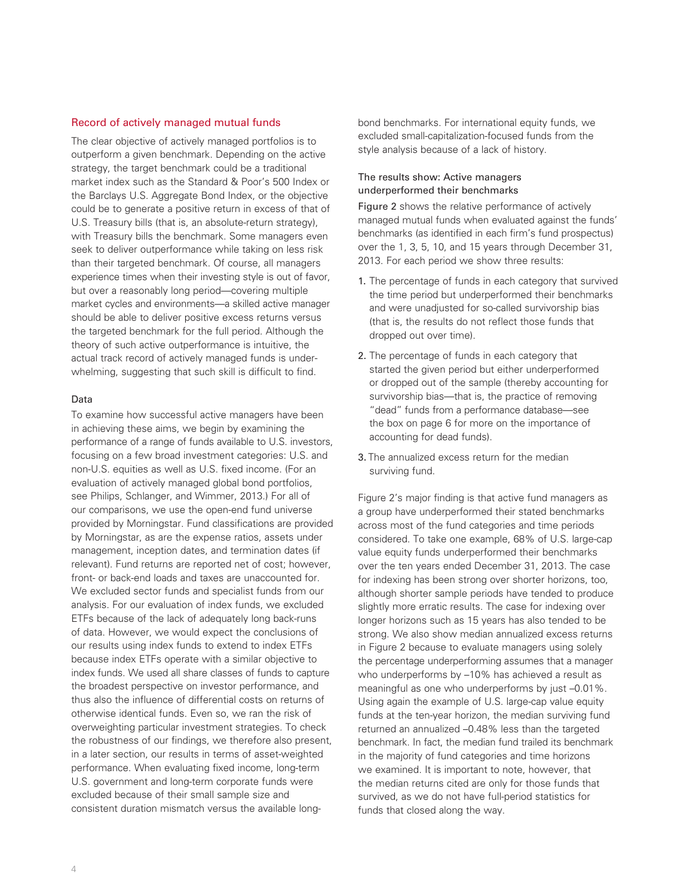## Record of actively managed mutual funds

The clear objective of actively managed portfolios is to outperform a given benchmark. Depending on the active strategy, the target benchmark could be a traditional market index such as the Standard & Poor's 500 Index or the Barclays U.S. Aggregate Bond Index, or the objective could be to generate a positive return in excess of that of U.S. Treasury bills (that is, an absolute-return strategy), with Treasury bills the benchmark. Some managers even seek to deliver outperformance while taking on less risk than their targeted benchmark. Of course, all managers experience times when their investing style is out of favor, but over a reasonably long period—covering multiple market cycles and environments—a skilled active manager should be able to deliver positive excess returns versus the targeted benchmark for the full period. Although the theory of such active outperformance is intuitive, the actual track record of actively managed funds is underwhelming, suggesting that such skill is difficult to find.

### Data

To examine how successful active managers have been in achieving these aims, we begin by examining the performance of a range of funds available to U.S. investors, focusing on a few broad investment categories: U.S. and non-U.S. equities as well as U.S. fixed income. (For an evaluation of actively managed global bond portfolios, see Philips, Schlanger, and Wimmer, 2013.) For all of our comparisons, we use the open-end fund universe provided by Morningstar. Fund classifications are provided by Morningstar, as are the expense ratios, assets under management, inception dates, and termination dates (if relevant). Fund returns are reported net of cost; however, front- or back-end loads and taxes are unaccounted for. We excluded sector funds and specialist funds from our analysis. For our evaluation of index funds, we excluded ETFs because of the lack of adequately long back-runs of data. However, we would expect the conclusions of our results using index funds to extend to index ETFs because index ETFs operate with a similar objective to index funds. We used all share classes of funds to capture the broadest perspective on investor performance, and thus also the influence of differential costs on returns of otherwise identical funds. Even so, we ran the risk of overweighting particular investment strategies. To check the robustness of our findings, we therefore also present, in a later section, our results in terms of asset-weighted performance. When evaluating fixed income, long-term U.S. government and long-term corporate funds were excluded because of their small sample size and consistent duration mismatch versus the available long-bond benchmarks. For international equity funds, we excluded small-capitalization-focused funds from the style analysis because of a lack of history.

### The results show: Active managers underperformed their benchmarks

Figure 2 shows the relative performance of actively managed mutual funds when evaluated against the funds' benchmarks (as identified in each firm's fund prospectus) over the 1, 3, 5, 10, and 15 years through December 31, 2013. For each period we show three results:

1. The percentage of funds in each category that survived the time period but underperformed their benchmarks and were unadjusted for so-called survivorship bias (that is, the results do not reflect those funds that dropped out over time).
2. The percentage of funds in each category that started the given period but either underperformed or dropped out of the sample (thereby accounting for survivorship bias—that is, the practice of removing "dead" funds from a performance database—see the box on page 6 for more on the importance of accounting for dead funds).
3. The annualized excess return for the median surviving fund.

Figure 2's major finding is that active fund managers as a group have underperformed their stated benchmarks across most of the fund categories and time periods considered. To take one example, 68% of U.S. large-cap value equity funds underperformed their benchmarks over the ten years ended December 31, 2013. The case for indexing has been strong over shorter horizons, too, although shorter sample periods have tended to produce slightly more erratic results. The case for indexing over longer horizons such as 15 years has also tended to be strong. We also show median annualized excess returns in Figure 2 because to evaluate managers using solely the percentage underperforming assumes that a manager who underperforms by –10% has achieved a result as meaningful as one who underperforms by just –0.01%. Using again the example of U.S. large-cap value equity funds at the ten-year horizon, the median surviving fund returned an annualized –0.48% less than the targeted benchmark. In fact, the median fund trailed its benchmark in the majority of fund categories and time horizons we examined. It is important to note, however, that the median returns cited are only for those funds that survived, as we do not have full-period statistics for funds that closed along the way.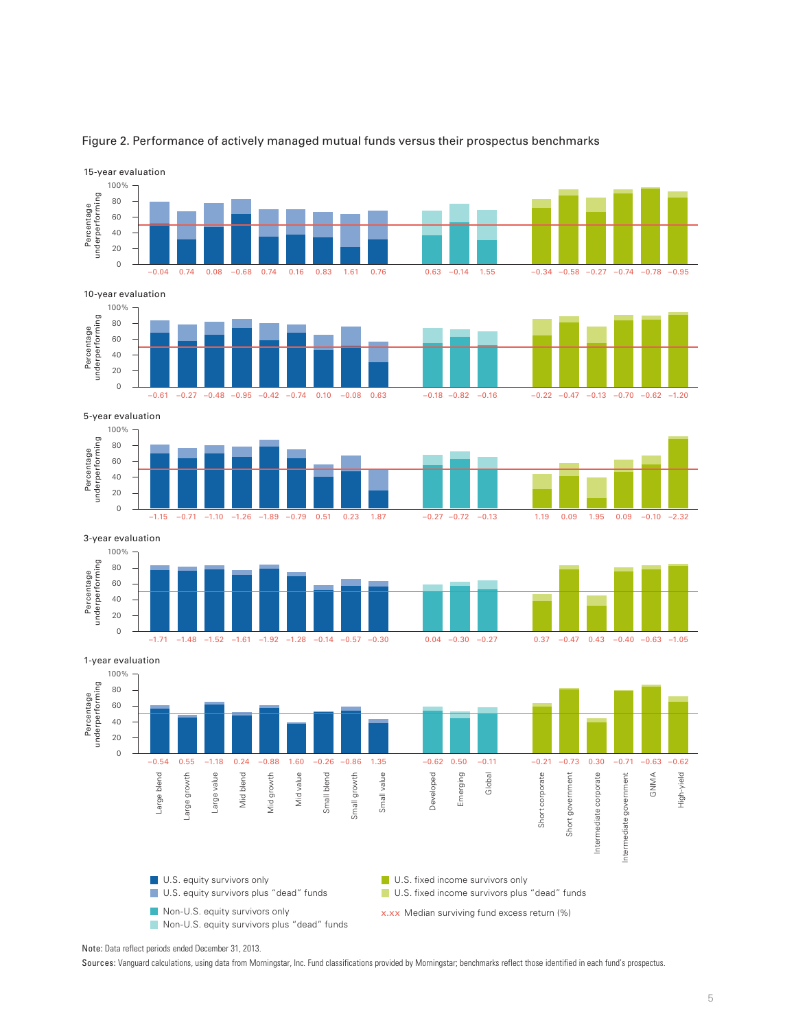Figure 2. Performance of actively managed mutual funds versus their prospectus benchmarks

Median surviving fund excess return (%)

| Evaluation period | Large blend | Large growth | Large value | Mid blend | Mid growth | Mid value | Small blend | Small growth | Small value | Developed | Emerging | Global | Short corporate | Short government | Intermediate corporate | Intermediate government | GNMA | High-yield |
|---|---|---|---|---|---|---|---|---|---|---|---|---|---|---|---|---|---|---|
| 15-year evaluation | −0.04 | 0.74 | 0.08 | −0.68 | 0.74 | 0.16 | 0.83 | 1.61 | 0.76 | 0.63 | −0.14 | 1.55 | −0.34 | −0.58 | −0.27 | −0.74 | −0.78 | −0.95 |
| 10-year evaluation | −0.61 | −0.27 | −0.48 | −0.95 | −0.42 | −0.74 | 0.10 | −0.08 | 0.63 | −0.18 | −0.82 | −0.16 | −0.22 | −0.47 | −0.13 | −0.70 | −0.62 | −1.20 |
| 5-year evaluation | −1.15 | −0.71 | −1.10 | −1.26 | −1.89 | −0.79 | 0.51 | 0.23 | 1.87 | −0.27 | −0.72 | −0.13 | 1.19 | 0.09 | 1.95 | 0.09 | −0.10 | −2.32 |
| 3-year evaluation | −1.71 | −1.48 | −1.52 | −1.61 | −1.92 | −1.28 | −0.14 | −0.57 | −0.30 | 0.04 | −0.30 | −0.27 | 0.37 | −0.47 | 0.43 | −0.40 | −0.63 | −1.05 |
| 1-year evaluation | −0.54 | 0.55 | −1.18 | 0.24 | −0.88 | 1.60 | −0.26 | −0.86 | 1.35 | −0.62 | 0.50 | −0.11 | −0.21 | −0.73 | 0.30 | −0.71 | −0.63 | −0.62 |

Legend:
- U.S. equity survivors only
- U.S. equity survivors plus "dead" funds
- Non-U.S. equity survivors only
- Non-U.S. equity survivors plus "dead" funds
- U.S. fixed income survivors only
- U.S. fixed income survivors plus "dead" funds
- x.xx Median surviving fund excess return (%)

Y-axis: Percentage underperforming (0–100%)

**Note:** Data reflect periods ended December 31, 2013.

**Sources:** Vanguard calculations, using data from Morningstar, Inc. Fund classifications provided by Morningstar; benchmarks reflect those identified in each fund's prospectus.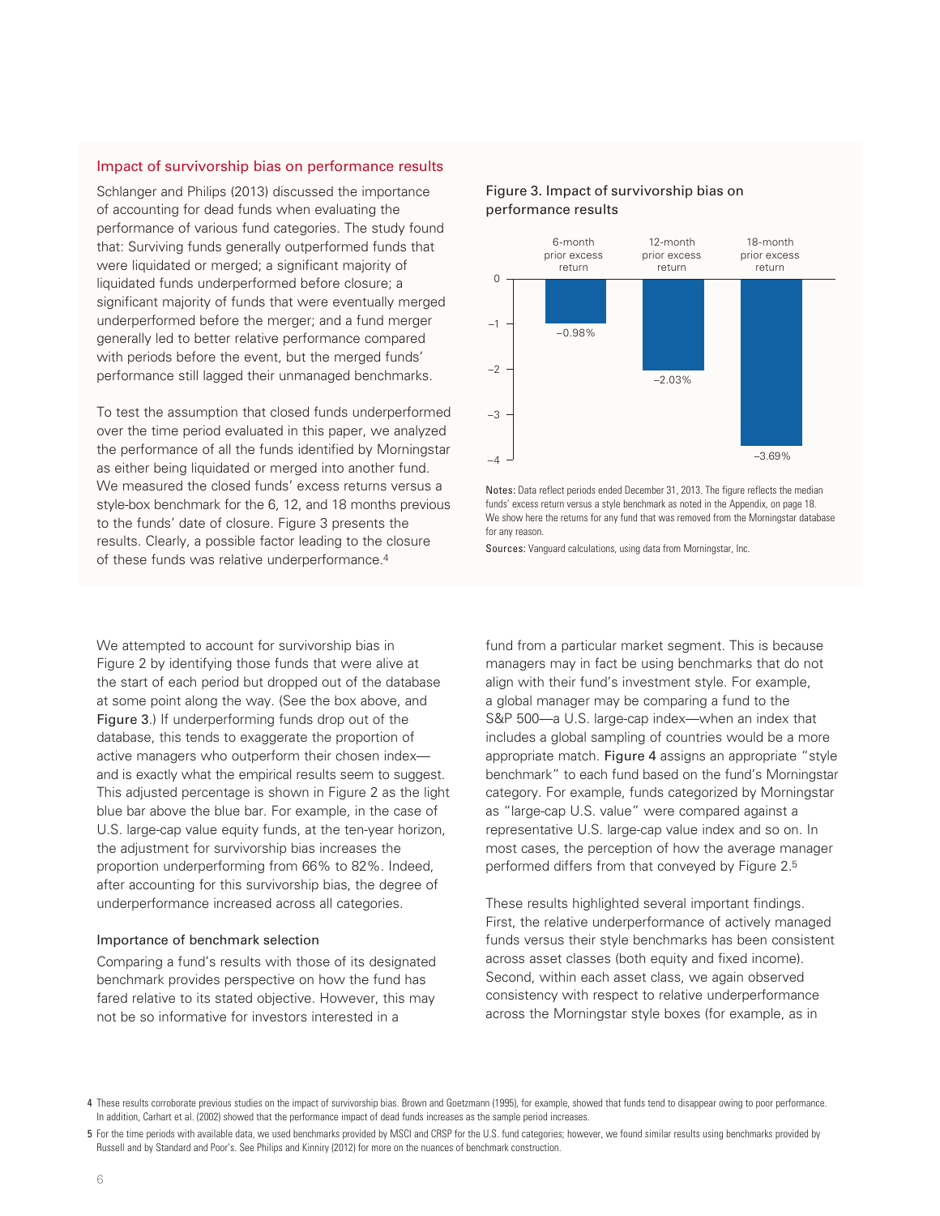### Impact of survivorship bias on performance results

Schlanger and Philips (2013) discussed the importance of accounting for dead funds when evaluating the performance of various fund categories. The study found that: Surviving funds generally outperformed funds that were liquidated or merged; a significant majority of liquidated funds underperformed before closure; a significant majority of funds that were eventually merged underperformed before the merger; and a fund merger generally led to better relative performance compared with periods before the event, but the merged funds' performance still lagged their unmanaged benchmarks.

To test the assumption that closed funds underperformed over the time period evaluated in this paper, we analyzed the performance of all the funds identified by Morningstar as either being liquidated or merged into another fund. We measured the closed funds' excess returns versus a style-box benchmark for the 6, 12, and 18 months previous to the funds' date of closure. Figure 3 presents the results. Clearly, a possible factor leading to the closure of these funds was relative underperformance.[4]

**Figure 3. Impact of survivorship bias on performance results**

| | 6-month prior excess return | 12-month prior excess return | 18-month prior excess return |
|---|---|---|---|
| Median excess return | –0.98% | –2.03% | –3.69% |

**Notes:** Data reflect periods ended December 31, 2013. The figure reflects the median funds' excess return versus a style benchmark as noted in the Appendix, on page 18. We show here the returns for any fund that was removed from the Morningstar database for any reason.

**Sources:** Vanguard calculations, using data from Morningstar, Inc.

We attempted to account for survivorship bias in Figure 2 by identifying those funds that were alive at the start of each period but dropped out of the database at some point along the way. (See the box above, and Figure 3.) If underperforming funds drop out of the database, this tends to exaggerate the proportion of active managers who outperform their chosen index—and is exactly what the empirical results seem to suggest. This adjusted percentage is shown in Figure 2 as the light blue bar above the blue bar. For example, in the case of U.S. large-cap value equity funds, at the ten-year horizon, the adjustment for survivorship bias increases the proportion underperforming from 66% to 82%. Indeed, after accounting for this survivorship bias, the degree of underperformance increased across all categories.

### Importance of benchmark selection

Comparing a fund's results with those of its designated benchmark provides perspective on how the fund has fared relative to its stated objective. However, this may not be so informative for investors interested in a fund from a particular market segment. This is because managers may in fact be using benchmarks that do not align with their fund's investment style. For example, a global manager may be comparing a fund to the S&P 500—a U.S. large-cap index—when an index that includes a global sampling of countries would be a more appropriate match. Figure 4 assigns an appropriate "style benchmark" to each fund based on the fund's Morningstar category. For example, funds categorized by Morningstar as "large-cap U.S. value" were compared against a representative U.S. large-cap value index and so on. In most cases, the perception of how the average manager performed differs from that conveyed by Figure 2.[5]

These results highlighted several important findings. First, the relative underperformance of actively managed funds versus their style benchmarks has been consistent across asset classes (both equity and fixed income). Second, within each asset class, we again observed consistency with respect to relative underperformance across the Morningstar style boxes (for example, as in

---

[4] These results corroborate previous studies on the impact of survivorship bias. Brown and Goetzmann (1995), for example, showed that funds tend to disappear owing to poor performance. In addition, Carhart et al. (2002) showed that the performance impact of dead funds increases as the sample period increases.

[5] For the time periods with available data, we used benchmarks provided by MSCI and CRSP for the U.S. fund categories; however, we found similar results using benchmarks provided by Russell and by Standard and Poor's. See Philips and Kinniry (2012) for more on the nuances of benchmark construction.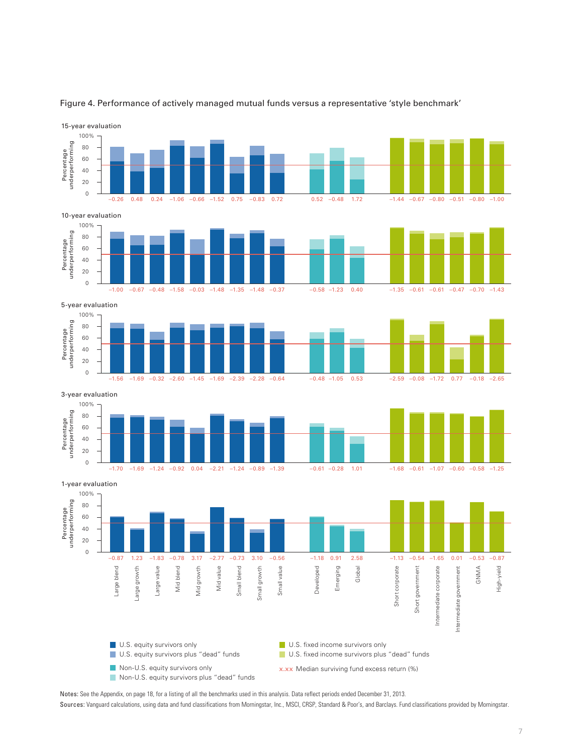Figure 4. Performance of actively managed mutual funds versus a representative 'style benchmark'

Median surviving fund excess return (%):

| Category | 15-year | 10-year | 5-year | 3-year | 1-year |
|---|---|---|---|---|---|
| Large blend | −0.26 | −1.00 | −1.56 | −1.70 | −0.87 |
| Large growth | 0.48 | −0.67 | −1.69 | −1.69 | 1.23 |
| Large value | 0.24 | −0.48 | −0.32 | −1.24 | −1.83 |
| Mid blend | −1.06 | −1.58 | −2.60 | −0.92 | −0.78 |
| Mid growth | −0.66 | −0.03 | −1.45 | 0.04 | 3.17 |
| Mid value | −1.52 | −1.48 | −1.69 | −2.21 | −2.77 |
| Small blend | 0.75 | −1.35 | −2.39 | −1.24 | −0.73 |
| Small growth | −0.83 | −1.48 | −2.28 | −0.89 | 3.10 |
| Small value | 0.72 | −0.37 | −0.64 | −1.39 | −0.56 |
| Developed | 0.52 | −0.58 | −0.48 | −0.61 | −1.18 |
| Emerging | −0.48 | −1.23 | −1.05 | −0.28 | 0.91 |
| Global | 1.72 | 0.40 | 0.53 | 1.01 | 2.58 |
| Short corporate | −1.44 | −1.35 | −2.59 | −1.68 | −1.13 |
| Short government | −0.67 | −0.61 | −0.08 | −0.61 | −0.54 |
| Intermediate corporate | −0.80 | −0.61 | −1.72 | −1.07 | −1.65 |
| Intermediate government | −0.51 | −0.47 | 0.77 | −0.60 | 0.01 |
| GNMA | −0.80 | −0.70 | −0.18 | −0.58 | −0.53 |
| High-yield | −1.00 | −1.43 | −2.65 | −1.25 | −0.87 |

Y-axis: Percentage underperforming (0–100%)

Legend:
- U.S. equity survivors only
- U.S. equity survivors plus "dead" funds
- Non-U.S. equity survivors only
- Non-U.S. equity survivors plus "dead" funds
- U.S. fixed income survivors only
- U.S. fixed income survivors plus "dead" funds
- x.xx Median surviving fund excess return (%)

**Notes:** See the Appendix, on page 18, for a listing of all the benchmarks used in this analysis. Data reflect periods ended December 31, 2013.

**Sources:** Vanguard calculations, using data and fund classifications from Morningstar, Inc., MSCI, CRSP, Standard & Poor's, and Barclays. Fund classifications provided by Morningstar.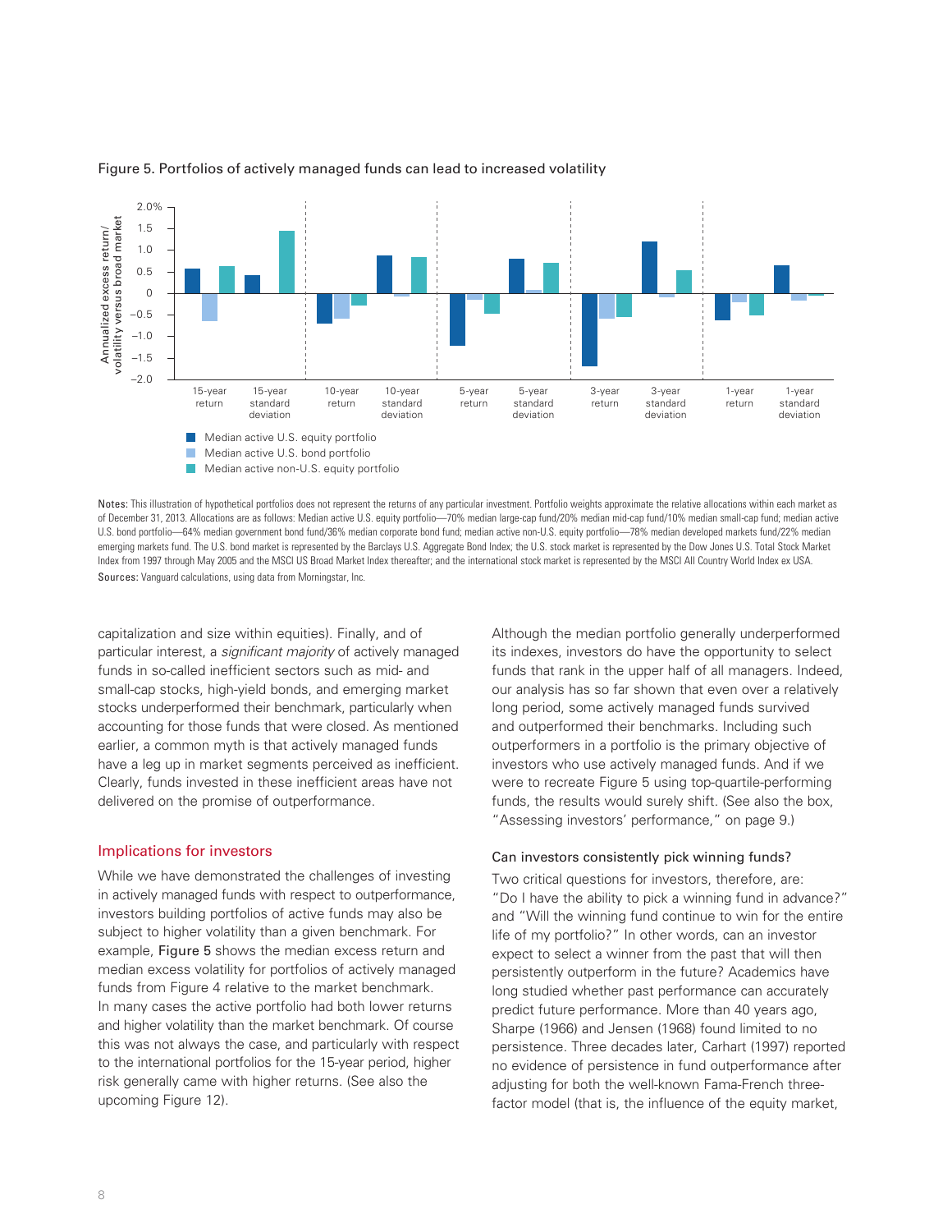Figure 5. Portfolios of actively managed funds can lead to increased volatility

Notes: This illustration of hypothetical portfolios does not represent the returns of any particular investment. Portfolio weights approximate the relative allocations within each market as of December 31, 2013. Allocations are as follows: Median active U.S. equity portfolio—70% median large-cap fund/20% median mid-cap fund/10% median small-cap fund; median active U.S. bond portfolio—64% median government bond fund/36% median corporate bond fund; median active non-U.S. equity portfolio—78% median developed markets fund/22% median emerging markets fund. The U.S. bond market is represented by the Barclays U.S. Aggregate Bond Index; the U.S. stock market is represented by the Dow Jones U.S. Total Stock Market Index from 1997 through May 2005 and the MSCI US Broad Market Index thereafter; and the international stock market is represented by the MSCI All Country World Index ex USA.

Sources: Vanguard calculations, using data from Morningstar, Inc.

capitalization and size within equities). Finally, and of particular interest, a *significant majority* of actively managed funds in so-called inefficient sectors such as mid- and small-cap stocks, high-yield bonds, and emerging market stocks underperformed their benchmark, particularly when accounting for those funds that were closed. As mentioned earlier, a common myth is that actively managed funds have a leg up in market segments perceived as inefficient. Clearly, funds invested in these inefficient areas have not delivered on the promise of outperformance.

## Implications for investors

While we have demonstrated the challenges of investing in actively managed funds with respect to outperformance, investors building portfolios of active funds may also be subject to higher volatility than a given benchmark. For example, Figure 5 shows the median excess return and median excess volatility for portfolios of actively managed funds from Figure 4 relative to the market benchmark. In many cases the active portfolio had both lower returns and higher volatility than the market benchmark. Of course this was not always the case, and particularly with respect to the international portfolios for the 15-year period, higher risk generally came with higher returns. (See also the upcoming Figure 12).

Although the median portfolio generally underperformed its indexes, investors do have the opportunity to select funds that rank in the upper half of all managers. Indeed, our analysis has so far shown that even over a relatively long period, some actively managed funds survived and outperformed their benchmarks. Including such outperformers in a portfolio is the primary objective of investors who use actively managed funds. And if we were to recreate Figure 5 using top-quartile-performing funds, the results would surely shift. (See also the box, "Assessing investors' performance," on page 9.)

### Can investors consistently pick winning funds?

Two critical questions for investors, therefore, are: "Do I have the ability to pick a winning fund in advance?" and "Will the winning fund continue to win for the entire life of my portfolio?" In other words, can an investor expect to select a winner from the past that will then persistently outperform in the future? Academics have long studied whether past performance can accurately predict future performance. More than 40 years ago, Sharpe (1966) and Jensen (1968) found limited to no persistence. Three decades later, Carhart (1997) reported no evidence of persistence in fund outperformance after adjusting for both the well-known Fama-French three-factor model (that is, the influence of the equity market,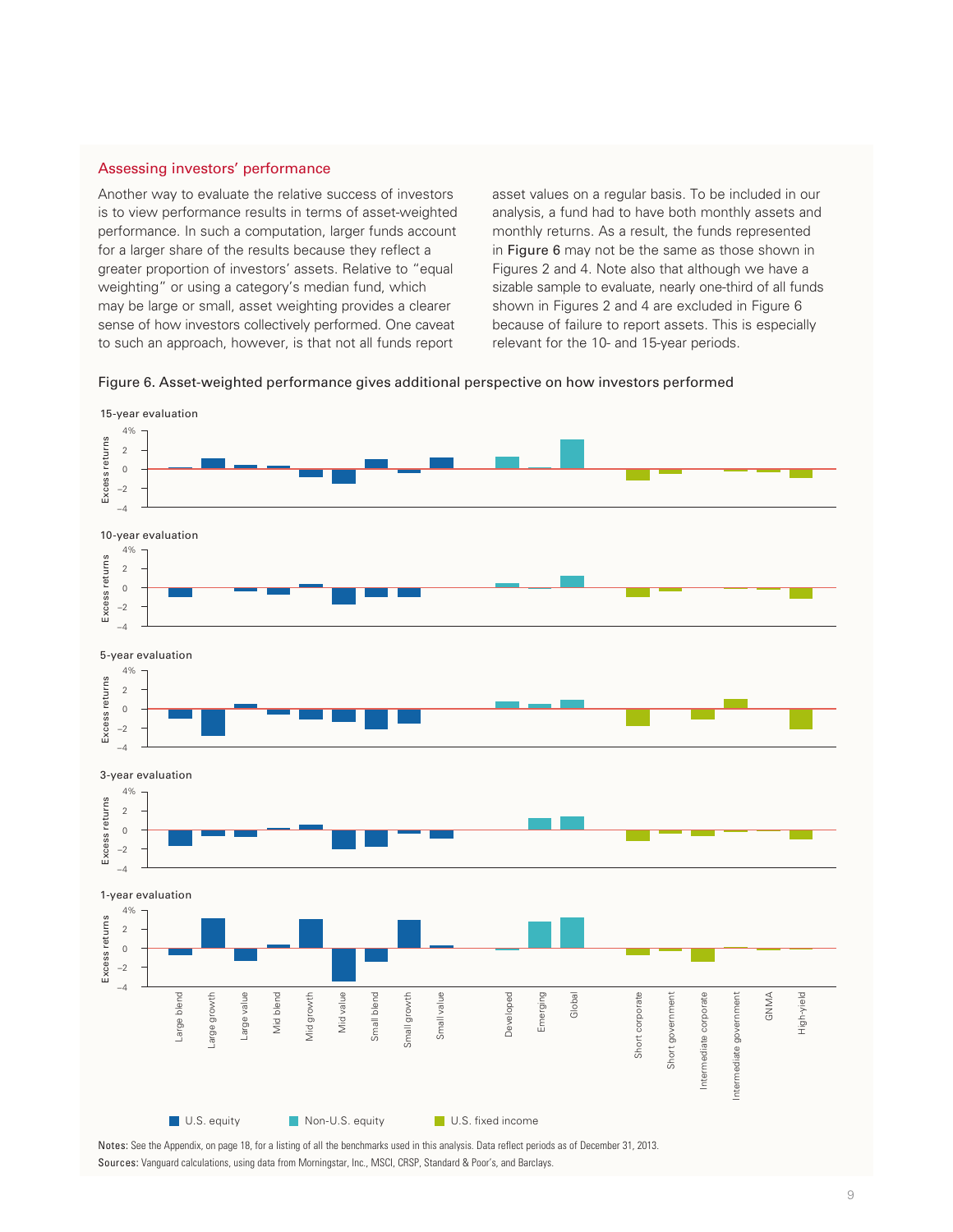## Assessing investors' performance

Another way to evaluate the relative success of investors is to view performance results in terms of asset-weighted performance. In such a computation, larger funds account for a larger share of the results because they reflect a greater proportion of investors' assets. Relative to "equal weighting" or using a category's median fund, which may be large or small, asset weighting provides a clearer sense of how investors collectively performed. One caveat to such an approach, however, is that not all funds report asset values on a regular basis. To be included in our analysis, a fund had to have both monthly assets and monthly returns. As a result, the funds represented in **Figure 6** may not be the same as those shown in Figures 2 and 4. Note also that although we have a sizable sample to evaluate, nearly one-third of all funds shown in Figures 2 and 4 are excluded in Figure 6 because of failure to report assets. This is especially relevant for the 10- and 15-year periods.

Figure 6. Asset-weighted performance gives additional perspective on how investors performed

15-year evaluation

10-year evaluation

5-year evaluation

3-year evaluation

1-year evaluation

Excess returns (–4 to 4%)

Categories: Large blend, Large growth, Large value, Mid blend, Mid growth, Mid value, Small blend, Small growth, Small value, Developed, Emerging, Global, Short corporate, Short government, Intermediate corporate, Intermediate government, GNMA, High-yield

U.S. equity | Non-U.S. equity | U.S. fixed income

**Notes:** See the Appendix, on page 18, for a listing of all the benchmarks used in this analysis. Data reflect periods as of December 31, 2013.

**Sources:** Vanguard calculations, using data from Morningstar, Inc., MSCI, CRSP, Standard & Poor's, and Barclays.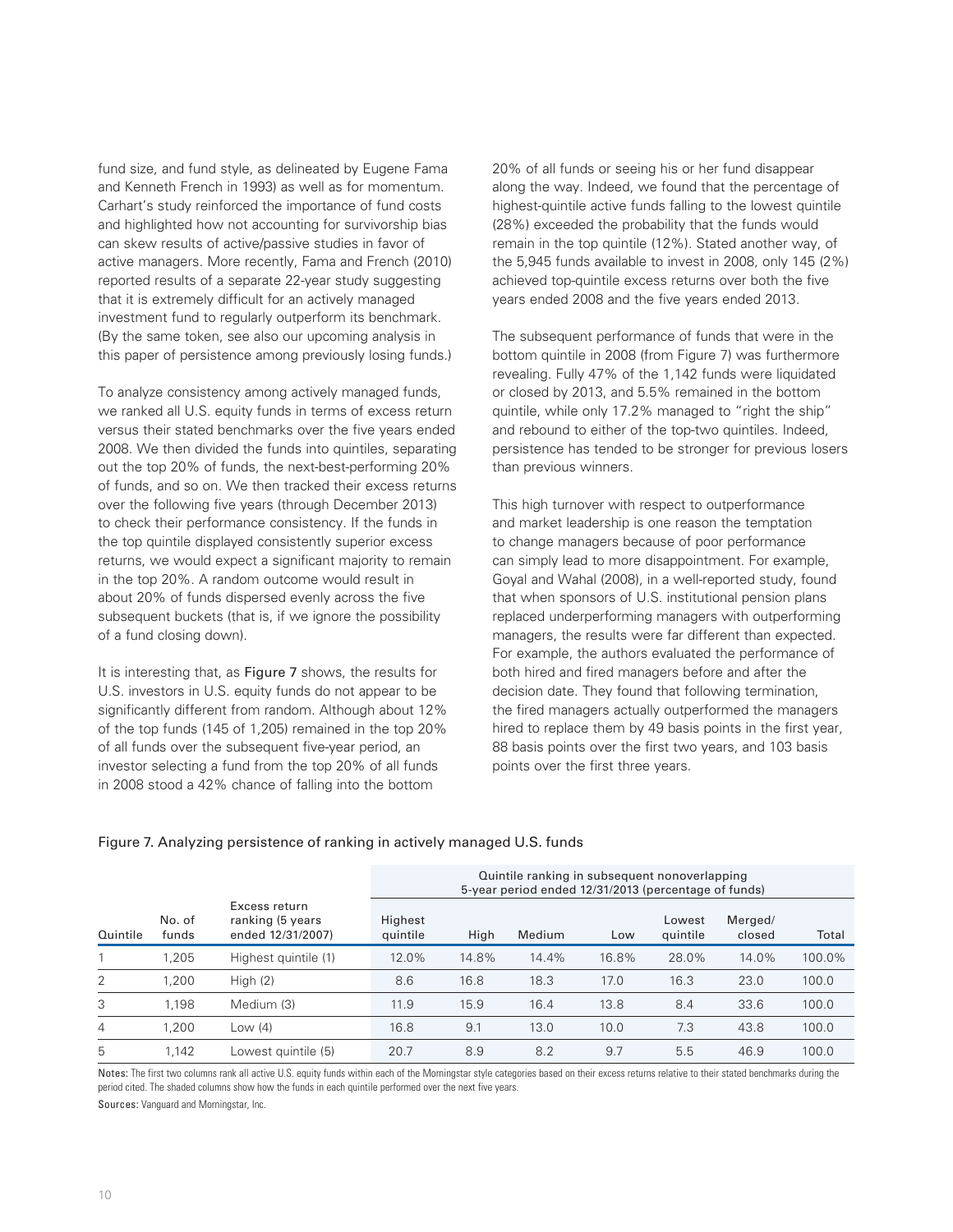fund size, and fund style, as delineated by Eugene Fama and Kenneth French in 1993) as well as for momentum. Carhart's study reinforced the importance of fund costs and highlighted how not accounting for survivorship bias can skew results of active/passive studies in favor of active managers. More recently, Fama and French (2010) reported results of a separate 22-year study suggesting that it is extremely difficult for an actively managed investment fund to regularly outperform its benchmark. (By the same token, see also our upcoming analysis in this paper of persistence among previously losing funds.)

To analyze consistency among actively managed funds, we ranked all U.S. equity funds in terms of excess return versus their stated benchmarks over the five years ended 2008. We then divided the funds into quintiles, separating out the top 20% of funds, the next-best-performing 20% of funds, and so on. We then tracked their excess returns over the following five years (through December 2013) to check their performance consistency. If the funds in the top quintile displayed consistently superior excess returns, we would expect a significant majority to remain in the top 20%. A random outcome would result in about 20% of funds dispersed evenly across the five subsequent buckets (that is, if we ignore the possibility of a fund closing down).

It is interesting that, as Figure 7 shows, the results for U.S. investors in U.S. equity funds do not appear to be significantly different from random. Although about 12% of the top funds (145 of 1,205) remained in the top 20% of all funds over the subsequent five-year period, an investor selecting a fund from the top 20% of all funds in 2008 stood a 42% chance of falling into the bottom 20% of all funds or seeing his or her fund disappear along the way. Indeed, we found that the percentage of highest-quintile active funds falling to the lowest quintile (28%) exceeded the probability that the funds would remain in the top quintile (12%). Stated another way, of the 5,945 funds available to invest in 2008, only 145 (2%) achieved top-quintile excess returns over both the five years ended 2008 and the five years ended 2013.

The subsequent performance of funds that were in the bottom quintile in 2008 (from Figure 7) was furthermore revealing. Fully 47% of the 1,142 funds were liquidated or closed by 2013, and 5.5% remained in the bottom quintile, while only 17.2% managed to "right the ship" and rebound to either of the top-two quintiles. Indeed, persistence has tended to be stronger for previous losers than previous winners.

This high turnover with respect to outperformance and market leadership is one reason the temptation to change managers because of poor performance can simply lead to more disappointment. For example, Goyal and Wahal (2008), in a well-reported study, found that when sponsors of U.S. institutional pension plans replaced underperforming managers with outperforming managers, the results were far different than expected. For example, the authors evaluated the performance of both hired and fired managers before and after the decision date. They found that following termination, the fired managers actually outperformed the managers hired to replace them by 49 basis points in the first year, 88 basis points over the first two years, and 103 basis points over the first three years.

Figure 7. Analyzing persistence of ranking in actively managed U.S. funds

| | | | Quintile ranking in subsequent nonoverlapping 5-year period ended 12/31/2013 (percentage of funds) | | | | | | |
|---|---|---|---|---|---|---|---|---|---|
| Quintile | No. of funds | Excess return ranking (5 years ended 12/31/2007) | Highest quintile | High | Medium | Low | Lowest quintile | Merged/ closed | Total |
| 1 | 1,205 | Highest quintile (1) | 12.0% | 14.8% | 14.4% | 16.8% | 28.0% | 14.0% | 100.0% |
| 2 | 1,200 | High (2) | 8.6 | 16.8 | 18.3 | 17.0 | 16.3 | 23.0 | 100.0 |
| 3 | 1,198 | Medium (3) | 11.9 | 15.9 | 16.4 | 13.8 | 8.4 | 33.6 | 100.0 |
| 4 | 1,200 | Low (4) | 16.8 | 9.1 | 13.0 | 10.0 | 7.3 | 43.8 | 100.0 |
| 5 | 1,142 | Lowest quintile (5) | 20.7 | 8.9 | 8.2 | 9.7 | 5.5 | 46.9 | 100.0 |

**Notes:** The first two columns rank all active U.S. equity funds within each of the Morningstar style categories based on their excess returns relative to their stated benchmarks during the period cited. The shaded columns show how the funds in each quintile performed over the next five years.

**Sources:** Vanguard and Morningstar, Inc.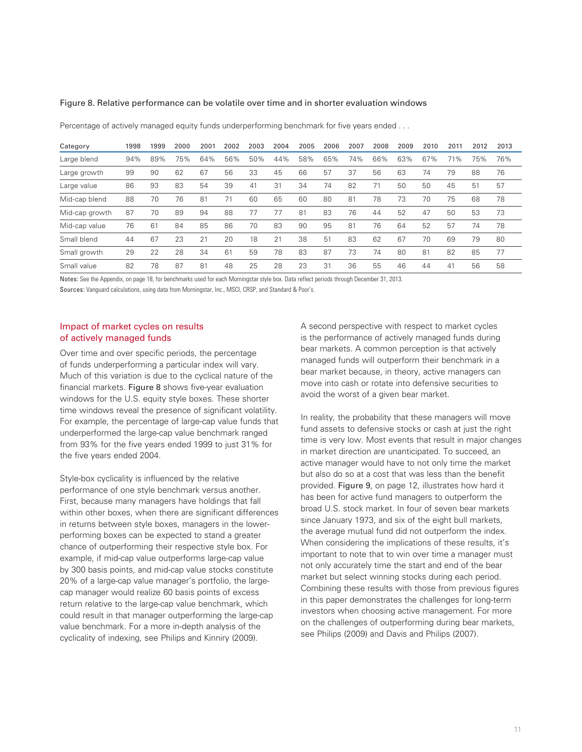Figure 8. Relative performance can be volatile over time and in shorter evaluation windows

Percentage of actively managed equity funds underperforming benchmark for five years ended . . .

| Category | 1998 | 1999 | 2000 | 2001 | 2002 | 2003 | 2004 | 2005 | 2006 | 2007 | 2008 | 2009 | 2010 | 2011 | 2012 | 2013 |
|---|---|---|---|---|---|---|---|---|---|---|---|---|---|---|---|---|
| Large blend | 94% | 89% | 75% | 64% | 56% | 50% | 44% | 58% | 65% | 74% | 66% | 63% | 67% | 71% | 75% | 76% |
| Large growth | 99 | 90 | 62 | 67 | 56 | 33 | 45 | 66 | 57 | 37 | 56 | 63 | 74 | 79 | 88 | 76 |
| Large value | 86 | 93 | 83 | 54 | 39 | 41 | 31 | 34 | 74 | 82 | 71 | 50 | 50 | 45 | 51 | 57 |
| Mid-cap blend | 88 | 70 | 76 | 81 | 71 | 60 | 65 | 60 | 80 | 81 | 78 | 73 | 70 | 75 | 68 | 78 |
| Mid-cap growth | 87 | 70 | 89 | 94 | 88 | 77 | 77 | 81 | 83 | 76 | 44 | 52 | 47 | 50 | 53 | 73 |
| Mid-cap value | 76 | 61 | 84 | 85 | 86 | 70 | 83 | 90 | 95 | 81 | 76 | 64 | 52 | 57 | 74 | 78 |
| Small blend | 44 | 67 | 23 | 21 | 20 | 18 | 21 | 38 | 51 | 83 | 62 | 67 | 70 | 69 | 79 | 80 |
| Small growth | 29 | 22 | 28 | 34 | 61 | 59 | 78 | 83 | 87 | 73 | 74 | 80 | 81 | 82 | 85 | 77 |
| Small value | 82 | 78 | 87 | 81 | 48 | 25 | 28 | 23 | 31 | 36 | 55 | 46 | 44 | 41 | 56 | 58 |

**Notes:** See the Appendix, on page 18, for benchmarks used for each Morningstar style box. Data reflect periods through December 31, 2013.

**Sources:** Vanguard calculations, using data from Morningstar, Inc., MSCI, CRSP, and Standard & Poor's.

## Impact of market cycles on results of actively managed funds

Over time and over specific periods, the percentage of funds underperforming a particular index will vary. Much of this variation is due to the cyclical nature of the financial markets. Figure 8 shows five-year evaluation windows for the U.S. equity style boxes. These shorter time windows reveal the presence of significant volatility. For example, the percentage of large-cap value funds that underperformed the large-cap value benchmark ranged from 93% for the five years ended 1999 to just 31% for the five years ended 2004.

Style-box cyclicality is influenced by the relative performance of one style benchmark versus another. First, because many managers have holdings that fall within other boxes, when there are significant differences in returns between style boxes, managers in the lower-performing boxes can be expected to stand a greater chance of outperforming their respective style box. For example, if mid-cap value outperforms large-cap value by 300 basis points, and mid-cap value stocks constitute 20% of a large-cap value manager's portfolio, the large-cap manager would realize 60 basis points of excess return relative to the large-cap value benchmark, which could result in that manager outperforming the large-cap value benchmark. For a more in-depth analysis of the cyclicality of indexing, see Philips and Kinniry (2009).

A second perspective with respect to market cycles is the performance of actively managed funds during bear markets. A common perception is that actively managed funds will outperform their benchmark in a bear market because, in theory, active managers can move into cash or rotate into defensive securities to avoid the worst of a given bear market.

In reality, the probability that these managers will move fund assets to defensive stocks or cash at just the right time is very low. Most events that result in major changes in market direction are unanticipated. To succeed, an active manager would have to not only time the market but also do so at a cost that was less than the benefit provided. Figure 9, on page 12, illustrates how hard it has been for active fund managers to outperform the broad U.S. stock market. In four of seven bear markets since January 1973, and six of the eight bull markets, the average mutual fund did not outperform the index. When considering the implications of these results, it's important to note that to win over time a manager must not only accurately time the start and end of the bear market but select winning stocks during each period. Combining these results with those from previous figures in this paper demonstrates the challenges for long-term investors when choosing active management. For more on the challenges of outperforming during bear markets, see Philips (2009) and Davis and Philips (2007).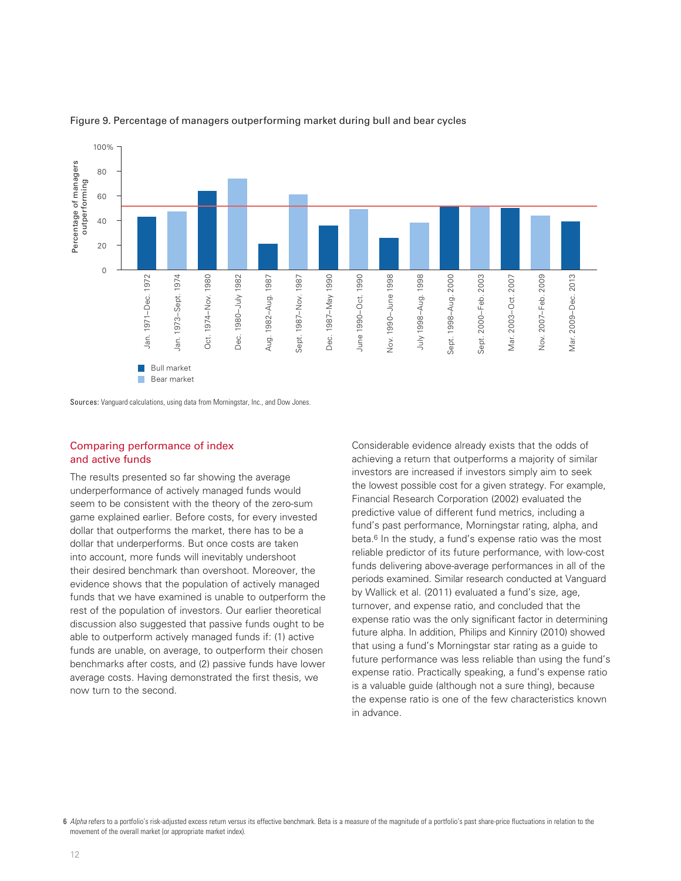Figure 9. Percentage of managers outperforming market during bull and bear cycles

Sources: Vanguard calculations, using data from Morningstar, Inc., and Dow Jones.

## Comparing performance of index and active funds

The results presented so far showing the average underperformance of actively managed funds would seem to be consistent with the theory of the zero-sum game explained earlier. Before costs, for every invested dollar that outperforms the market, there has to be a dollar that underperforms. But once costs are taken into account, more funds will inevitably undershoot their desired benchmark than overshoot. Moreover, the evidence shows that the population of actively managed funds that we have examined is unable to outperform the rest of the population of investors. Our earlier theoretical discussion also suggested that passive funds ought to be able to outperform actively managed funds if: (1) active funds are unable, on average, to outperform their chosen benchmarks after costs, and (2) passive funds have lower average costs. Having demonstrated the first thesis, we now turn to the second.

Considerable evidence already exists that the odds of achieving a return that outperforms a majority of similar investors are increased if investors simply aim to seek the lowest possible cost for a given strategy. For example, Financial Research Corporation (2002) evaluated the predictive value of different fund metrics, including a fund's past performance, Morningstar rating, alpha, and beta.[6] In the study, a fund's expense ratio was the most reliable predictor of its future performance, with low-cost funds delivering above-average performances in all of the periods examined. Similar research conducted at Vanguard by Wallick et al. (2011) evaluated a fund's size, age, turnover, and expense ratio, and concluded that the expense ratio was the only significant factor in determining future alpha. In addition, Philips and Kinniry (2010) showed that using a fund's Morningstar star rating as a guide to future performance was less reliable than using the fund's expense ratio. Practically speaking, a fund's expense ratio is a valuable guide (although not a sure thing), because the expense ratio is one of the few characteristics known in advance.

6 *Alpha* refers to a portfolio's risk-adjusted excess return versus its effective benchmark. Beta is a measure of the magnitude of a portfolio's past share-price fluctuations in relation to the movement of the overall market (or appropriate market index).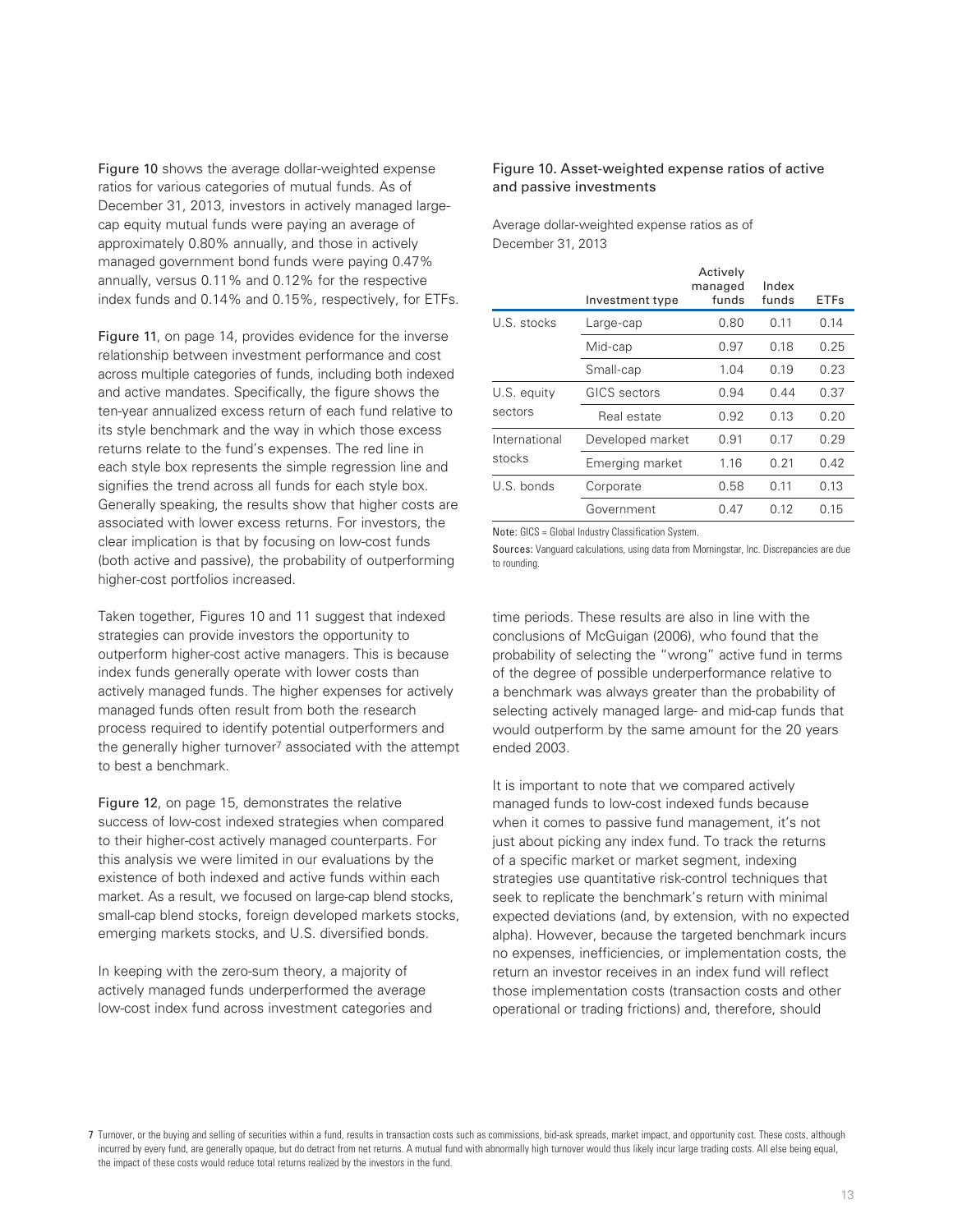Figure 10 shows the average dollar-weighted expense ratios for various categories of mutual funds. As of December 31, 2013, investors in actively managed large-cap equity mutual funds were paying an average of approximately 0.80% annually, and those in actively managed government bond funds were paying 0.47% annually, versus 0.11% and 0.12% for the respective index funds and 0.14% and 0.15%, respectively, for ETFs.

Figure 11, on page 14, provides evidence for the inverse relationship between investment performance and cost across multiple categories of funds, including both indexed and active mandates. Specifically, the figure shows the ten-year annualized excess return of each fund relative to its style benchmark and the way in which those excess returns relate to the fund's expenses. The red line in each style box represents the simple regression line and signifies the trend across all funds for each style box. Generally speaking, the results show that higher costs are associated with lower excess returns. For investors, the clear implication is that by focusing on low-cost funds (both active and passive), the probability of outperforming higher-cost portfolios increased.

Taken together, Figures 10 and 11 suggest that indexed strategies can provide investors the opportunity to outperform higher-cost active managers. This is because index funds generally operate with lower costs than actively managed funds. The higher expenses for actively managed funds often result from both the research process required to identify potential outperformers and the generally higher turnover[7] associated with the attempt to best a benchmark.

Figure 12, on page 15, demonstrates the relative success of low-cost indexed strategies when compared to their higher-cost actively managed counterparts. For this analysis we were limited in our evaluations by the existence of both indexed and active funds within each market. As a result, we focused on large-cap blend stocks, small-cap blend stocks, foreign developed markets stocks, emerging markets stocks, and U.S. diversified bonds.

In keeping with the zero-sum theory, a majority of actively managed funds underperformed the average low-cost index fund across investment categories and time periods. These results are also in line with the conclusions of McGuigan (2006), who found that the probability of selecting the "wrong" active fund in terms of the degree of possible underperformance relative to a benchmark was always greater than the probability of selecting actively managed large- and mid-cap funds that would outperform by the same amount for the 20 years ended 2003.

It is important to note that we compared actively managed funds to low-cost indexed funds because when it comes to passive fund management, it's not just about picking any index fund. To track the returns of a specific market or market segment, indexing strategies use quantitative risk-control techniques that seek to replicate the benchmark's return with minimal expected deviations (and, by extension, with no expected alpha). However, because the targeted benchmark incurs no expenses, inefficiencies, or implementation costs, the return an investor receives in an index fund will reflect those implementation costs (transaction costs and other operational or trading frictions) and, therefore, should

**Figure 10. Asset-weighted expense ratios of active and passive investments**

Average dollar-weighted expense ratios as of December 31, 2013

| | Investment type | Actively managed funds | Index funds | ETFs |
|---|---|---|---|---|
| U.S. stocks | Large-cap | 0.80 | 0.11 | 0.14 |
| | Mid-cap | 0.97 | 0.18 | 0.25 |
| | Small-cap | 1.04 | 0.19 | 0.23 |
| U.S. equity sectors | GICS sectors | 0.94 | 0.44 | 0.37 |
| | Real estate | 0.92 | 0.13 | 0.20 |
| International stocks | Developed market | 0.91 | 0.17 | 0.29 |
| | Emerging market | 1.16 | 0.21 | 0.42 |
| U.S. bonds | Corporate | 0.58 | 0.11 | 0.13 |
| | Government | 0.47 | 0.12 | 0.15 |

**Note:** GICS = Global Industry Classification System.

**Sources:** Vanguard calculations, using data from Morningstar, Inc. Discrepancies are due to rounding.

[7] Turnover, or the buying and selling of securities within a fund, results in transaction costs such as commissions, bid-ask spreads, market impact, and opportunity cost. These costs, although incurred by every fund, are generally opaque, but do detract from net returns. A mutual fund with abnormally high turnover would thus likely incur large trading costs. All else being equal, the impact of these costs would reduce total returns realized by the investors in the fund.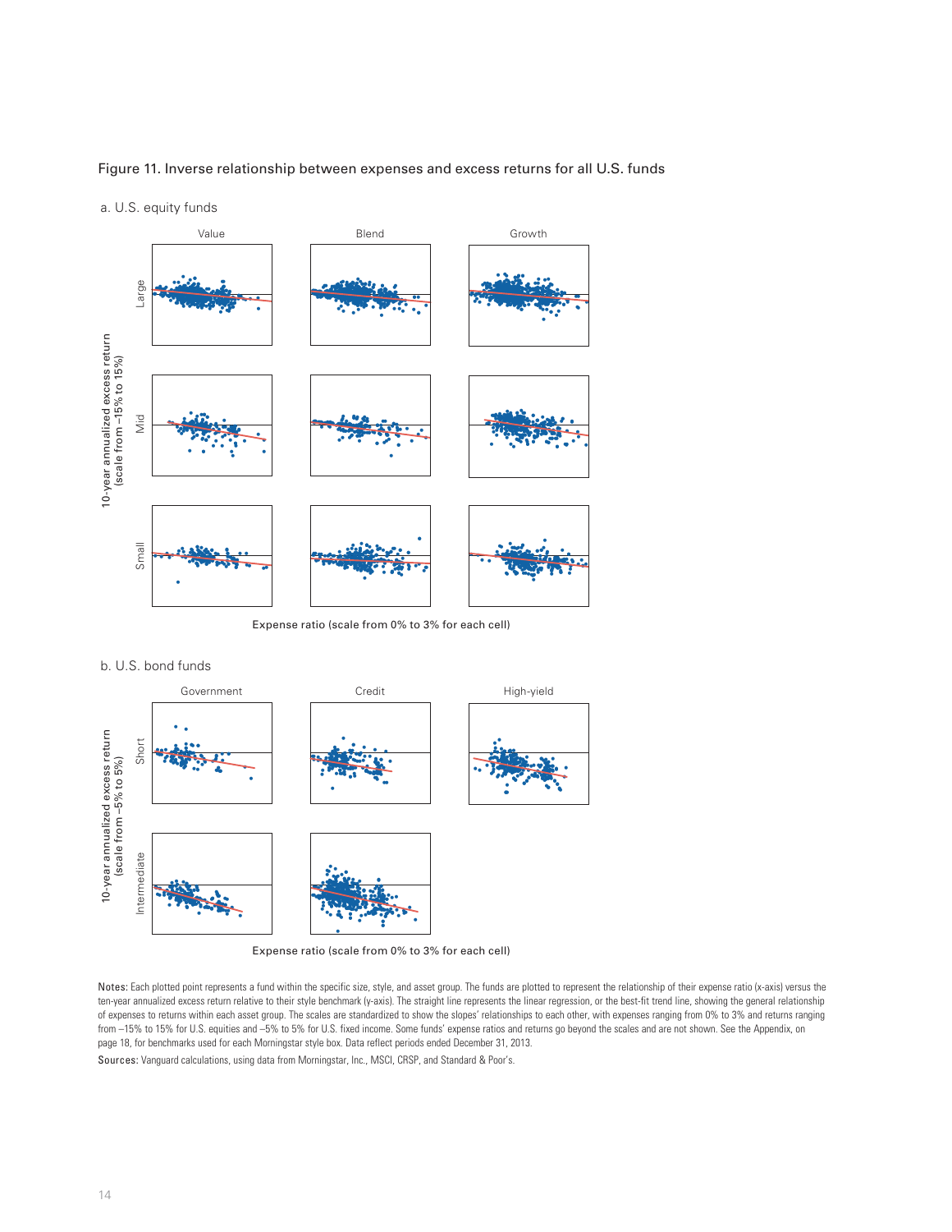Figure 11. Inverse relationship between expenses and excess returns for all U.S. funds

a. U.S. equity funds

Expense ratio (scale from 0% to 3% for each cell)

b. U.S. bond funds

Expense ratio (scale from 0% to 3% for each cell)

Notes: Each plotted point represents a fund within the specific size, style, and asset group. The funds are plotted to represent the relationship of their expense ratio (x-axis) versus the ten-year annualized excess return relative to their style benchmark (y-axis). The straight line represents the linear regression, or the best-fit trend line, showing the general relationship of expenses to returns within each asset group. The scales are standardized to show the slopes' relationships to each other, with expenses ranging from 0% to 3% and returns ranging from –15% to 15% for U.S. equities and –5% to 5% for U.S. fixed income. Some funds' expense ratios and returns go beyond the scales and are not shown. See the Appendix, on page 18, for benchmarks used for each Morningstar style box. Data reflect periods ended December 31, 2013.

Sources: Vanguard calculations, using data from Morningstar, Inc., MSCI, CRSP, and Standard & Poor's.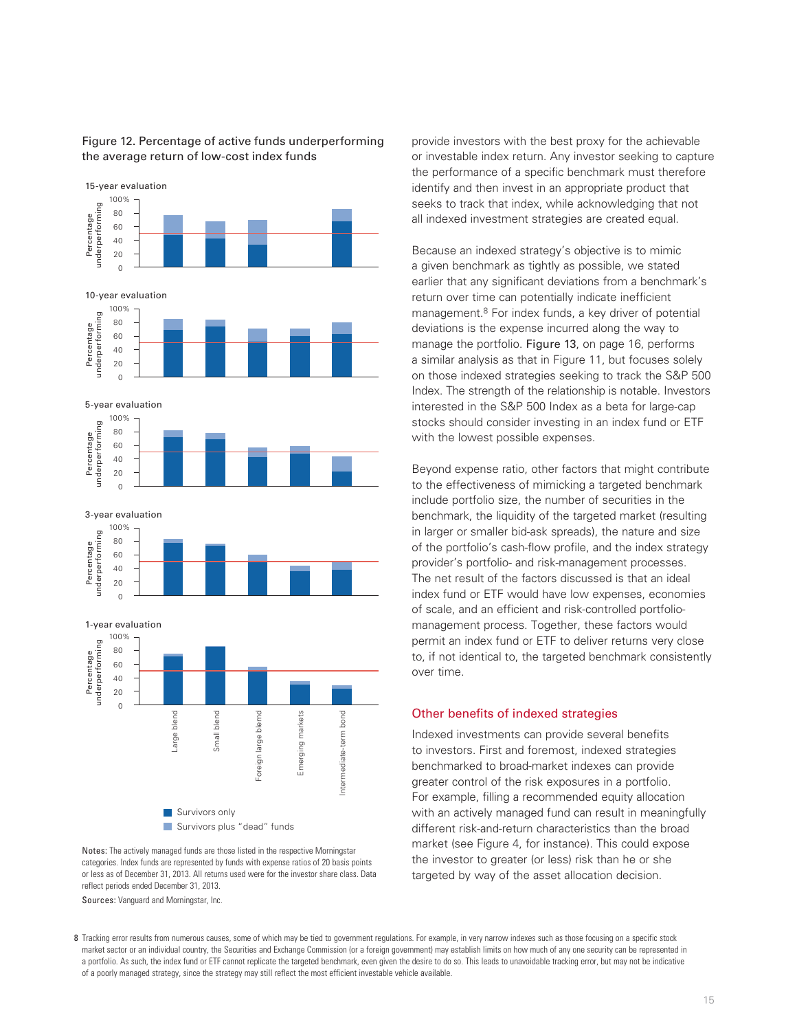Figure 12. Percentage of active funds underperforming the average return of low-cost index funds

15-year evaluation

10-year evaluation

5-year evaluation

3-year evaluation

1-year evaluation

Large blend, Small blend, Foreign large blend, Emerging markets, Intermediate-term bond

Survivors only

Survivors plus "dead" funds

**Notes:** The actively managed funds are those listed in the respective Morningstar categories. Index funds are represented by funds with expense ratios of 20 basis points or less as of December 31, 2013. All returns used were for the investor share class. Data reflect periods ended December 31, 2013.

**Sources:** Vanguard and Morningstar, Inc.

provide investors with the best proxy for the achievable or investable index return. Any investor seeking to capture the performance of a specific benchmark must therefore identify and then invest in an appropriate product that seeks to track that index, while acknowledging that not all indexed investment strategies are created equal.

Because an indexed strategy's objective is to mimic a given benchmark as tightly as possible, we stated earlier that any significant deviations from a benchmark's return over time can potentially indicate inefficient management.[8] For index funds, a key driver of potential deviations is the expense incurred along the way to manage the portfolio. Figure 13, on page 16, performs a similar analysis as that in Figure 11, but focuses solely on those indexed strategies seeking to track the S&P 500 Index. The strength of the relationship is notable. Investors interested in the S&P 500 Index as a beta for large-cap stocks should consider investing in an index fund or ETF with the lowest possible expenses.

Beyond expense ratio, other factors that might contribute to the effectiveness of mimicking a targeted benchmark include portfolio size, the number of securities in the benchmark, the liquidity of the targeted market (resulting in larger or smaller bid-ask spreads), the nature and size of the portfolio's cash-flow profile, and the index strategy provider's portfolio- and risk-management processes. The net result of the factors discussed is that an ideal index fund or ETF would have low expenses, economies of scale, and an efficient and risk-controlled portfolio-management process. Together, these factors would permit an index fund or ETF to deliver returns very close to, if not identical to, the targeted benchmark consistently over time.

## Other benefits of indexed strategies

Indexed investments can provide several benefits to investors. First and foremost, indexed strategies benchmarked to broad-market indexes can provide greater control of the risk exposures in a portfolio. For example, filling a recommended equity allocation with an actively managed fund can result in meaningfully different risk-and-return characteristics than the broad market (see Figure 4, for instance). This could expose the investor to greater (or less) risk than he or she targeted by way of the asset allocation decision.

8 Tracking error results from numerous causes, some of which may be tied to government regulations. For example, in very narrow indexes such as those focusing on a specific stock market sector or an individual country, the Securities and Exchange Commission (or a foreign government) may establish limits on how much of any one security can be represented in a portfolio. As such, the index fund or ETF cannot replicate the targeted benchmark, even given the desire to do so. This leads to unavoidable tracking error, but may not be indicative of a poorly managed strategy, since the strategy may still reflect the most efficient investable vehicle available.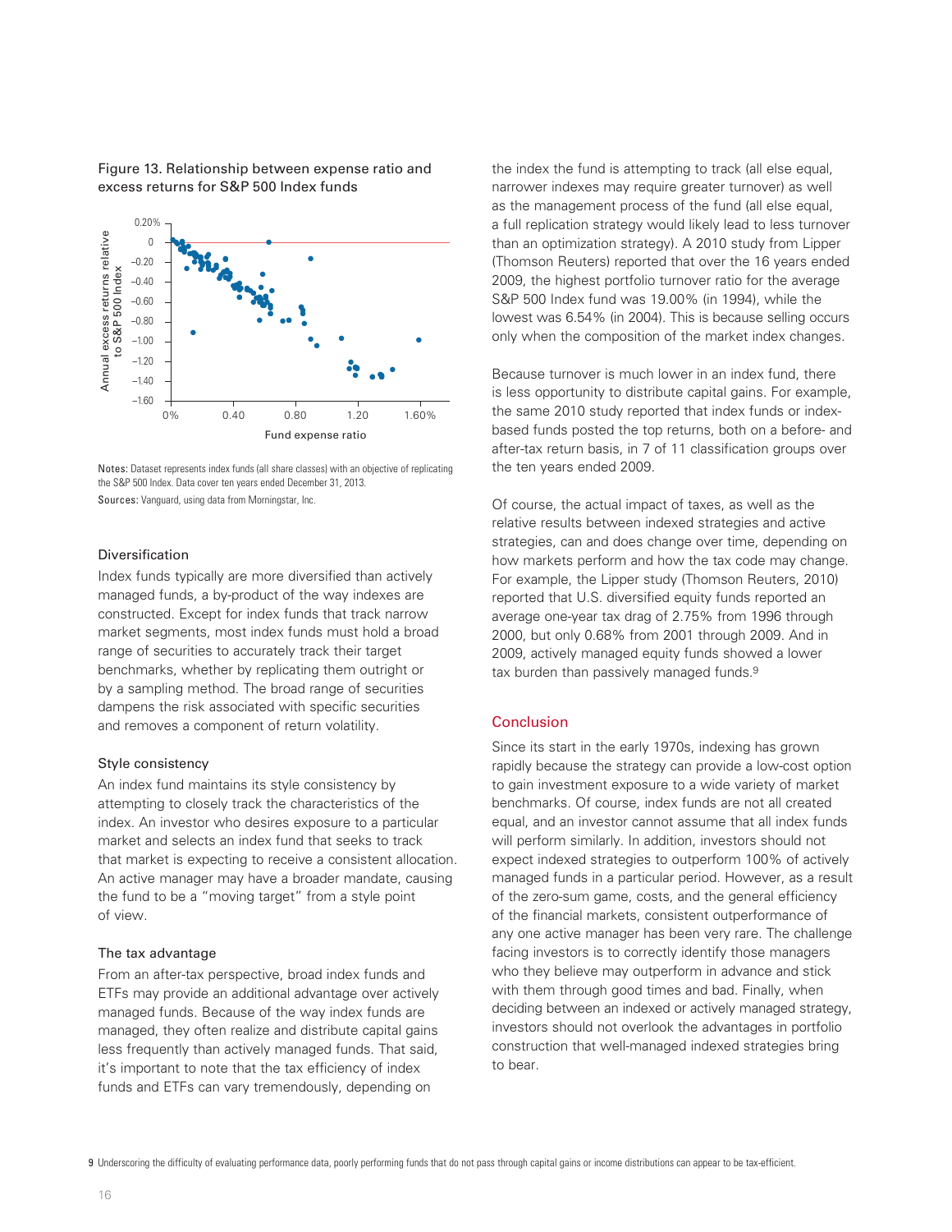Figure 13. Relationship between expense ratio and excess returns for S&P 500 Index funds

Notes: Dataset represents index funds (all share classes) with an objective of replicating the S&P 500 Index. Data cover ten years ended December 31, 2013.

Sources: Vanguard, using data from Morningstar, Inc.

### Diversification

Index funds typically are more diversified than actively managed funds, a by-product of the way indexes are constructed. Except for index funds that track narrow market segments, most index funds must hold a broad range of securities to accurately track their target benchmarks, whether by replicating them outright or by a sampling method. The broad range of securities dampens the risk associated with specific securities and removes a component of return volatility.

### Style consistency

An index fund maintains its style consistency by attempting to closely track the characteristics of the index. An investor who desires exposure to a particular market and selects an index fund that seeks to track that market is expecting to receive a consistent allocation. An active manager may have a broader mandate, causing the fund to be a "moving target" from a style point of view.

### The tax advantage

From an after-tax perspective, broad index funds and ETFs may provide an additional advantage over actively managed funds. Because of the way index funds are managed, they often realize and distribute capital gains less frequently than actively managed funds. That said, it's important to note that the tax efficiency of index funds and ETFs can vary tremendously, depending on the index the fund is attempting to track (all else equal, narrower indexes may require greater turnover) as well as the management process of the fund (all else equal, a full replication strategy would likely lead to less turnover than an optimization strategy). A 2010 study from Lipper (Thomson Reuters) reported that over the 16 years ended 2009, the highest portfolio turnover ratio for the average S&P 500 Index fund was 19.00% (in 1994), while the lowest was 6.54% (in 2004). This is because selling occurs only when the composition of the market index changes.

Because turnover is much lower in an index fund, there is less opportunity to distribute capital gains. For example, the same 2010 study reported that index funds or index-based funds posted the top returns, both on a before- and after-tax return basis, in 7 of 11 classification groups over the ten years ended 2009.

Of course, the actual impact of taxes, as well as the relative results between indexed strategies and active strategies, can and does change over time, depending on how markets perform and how the tax code may change. For example, the Lipper study (Thomson Reuters, 2010) reported that U.S. diversified equity funds reported an average one-year tax drag of 2.75% from 1996 through 2000, but only 0.68% from 2001 through 2009. And in 2009, actively managed equity funds showed a lower tax burden than passively managed funds.[9]

## Conclusion

Since its start in the early 1970s, indexing has grown rapidly because the strategy can provide a low-cost option to gain investment exposure to a wide variety of market benchmarks. Of course, index funds are not all created equal, and an investor cannot assume that all index funds will perform similarly. In addition, investors should not expect indexed strategies to outperform 100% of actively managed funds in a particular period. However, as a result of the zero-sum game, costs, and the general efficiency of the financial markets, consistent outperformance of any one active manager has been very rare. The challenge facing investors is to correctly identify those managers who they believe may outperform in advance and stick with them through good times and bad. Finally, when deciding between an indexed or actively managed strategy, investors should not overlook the advantages in portfolio construction that well-managed indexed strategies bring to bear.

[9] Underscoring the difficulty of evaluating performance data, poorly performing funds that do not pass through capital gains or income distributions can appear to be tax-efficient.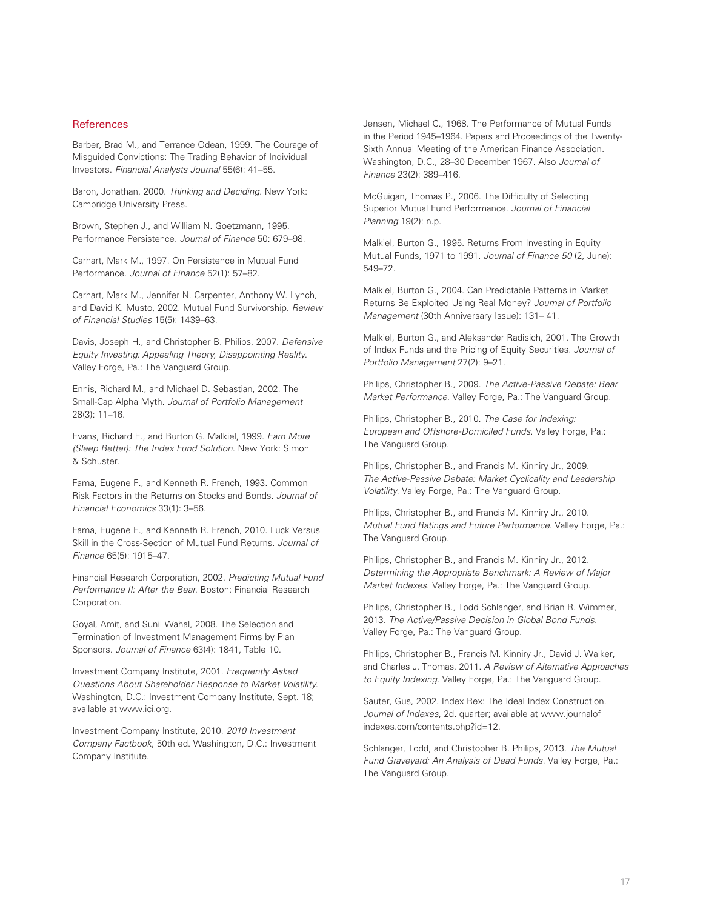## References

Barber, Brad M., and Terrance Odean, 1999. The Courage of Misguided Convictions: The Trading Behavior of Individual Investors. *Financial Analysts Journal* 55(6): 41–55.

Baron, Jonathan, 2000. *Thinking and Deciding*. New York: Cambridge University Press.

Brown, Stephen J., and William N. Goetzmann, 1995. Performance Persistence. *Journal of Finance* 50: 679–98.

Carhart, Mark M., 1997. On Persistence in Mutual Fund Performance. *Journal of Finance* 52(1): 57–82.

Carhart, Mark M., Jennifer N. Carpenter, Anthony W. Lynch, and David K. Musto, 2002. Mutual Fund Survivorship. *Review of Financial Studies* 15(5): 1439–63.

Davis, Joseph H., and Christopher B. Philips, 2007. *Defensive Equity Investing: Appealing Theory, Disappointing Reality*. Valley Forge, Pa.: The Vanguard Group.

Ennis, Richard M., and Michael D. Sebastian, 2002. The Small-Cap Alpha Myth. *Journal of Portfolio Management* 28(3): 11–16.

Evans, Richard E., and Burton G. Malkiel, 1999. *Earn More (Sleep Better): The Index Fund Solution*. New York: Simon & Schuster.

Fama, Eugene F., and Kenneth R. French, 1993. Common Risk Factors in the Returns on Stocks and Bonds. *Journal of Financial Economics* 33(1): 3–56.

Fama, Eugene F., and Kenneth R. French, 2010. Luck Versus Skill in the Cross-Section of Mutual Fund Returns. *Journal of Finance* 65(5): 1915–47.

Financial Research Corporation, 2002. *Predicting Mutual Fund Performance II: After the Bear*. Boston: Financial Research Corporation.

Goyal, Amit, and Sunil Wahal, 2008. The Selection and Termination of Investment Management Firms by Plan Sponsors. *Journal of Finance* 63(4): 1841, Table 10.

Investment Company Institute, 2001. *Frequently Asked Questions About Shareholder Response to Market Volatility*. Washington, D.C.: Investment Company Institute, Sept. 18; available at www.ici.org.

Investment Company Institute, 2010. *2010 Investment Company Factbook*, 50th ed. Washington, D.C.: Investment Company Institute.

Jensen, Michael C., 1968. The Performance of Mutual Funds in the Period 1945–1964. Papers and Proceedings of the Twenty-Sixth Annual Meeting of the American Finance Association. Washington, D.C., 28–30 December 1967. Also *Journal of Finance* 23(2): 389–416.

McGuigan, Thomas P., 2006. The Difficulty of Selecting Superior Mutual Fund Performance. *Journal of Financial Planning* 19(2): n.p.

Malkiel, Burton G., 1995. Returns From Investing in Equity Mutual Funds, 1971 to 1991. *Journal of Finance 50* (2, June): 549–72.

Malkiel, Burton G., 2004. Can Predictable Patterns in Market Returns Be Exploited Using Real Money? *Journal of Portfolio Management* (30th Anniversary Issue): 131– 41.

Malkiel, Burton G., and Aleksander Radisich, 2001. The Growth of Index Funds and the Pricing of Equity Securities. *Journal of Portfolio Management* 27(2): 9–21.

Philips, Christopher B., 2009. *The Active-Passive Debate: Bear Market Performance*. Valley Forge, Pa.: The Vanguard Group.

Philips, Christopher B., 2010. *The Case for Indexing: European and Offshore-Domiciled Funds*. Valley Forge, Pa.: The Vanguard Group.

Philips, Christopher B., and Francis M. Kinniry Jr., 2009. *The Active-Passive Debate: Market Cyclicality and Leadership Volatility*. Valley Forge, Pa.: The Vanguard Group.

Philips, Christopher B., and Francis M. Kinniry Jr., 2010. *Mutual Fund Ratings and Future Performance*. Valley Forge, Pa.: The Vanguard Group.

Philips, Christopher B., and Francis M. Kinniry Jr., 2012. *Determining the Appropriate Benchmark: A Review of Major Market Indexes*. Valley Forge, Pa.: The Vanguard Group.

Philips, Christopher B., Todd Schlanger, and Brian R. Wimmer, 2013. *The Active/Passive Decision in Global Bond Funds*. Valley Forge, Pa.: The Vanguard Group.

Philips, Christopher B., Francis M. Kinniry Jr., David J. Walker, and Charles J. Thomas, 2011. *A Review of Alternative Approaches to Equity Indexing*. Valley Forge, Pa.: The Vanguard Group.

Sauter, Gus, 2002. Index Rex: The Ideal Index Construction. *Journal of Indexes*, 2d. quarter; available at www.journalofindexes.com/contents.php?id=12.

Schlanger, Todd, and Christopher B. Philips, 2013. *The Mutual Fund Graveyard: An Analysis of Dead Funds*. Valley Forge, Pa.: The Vanguard Group.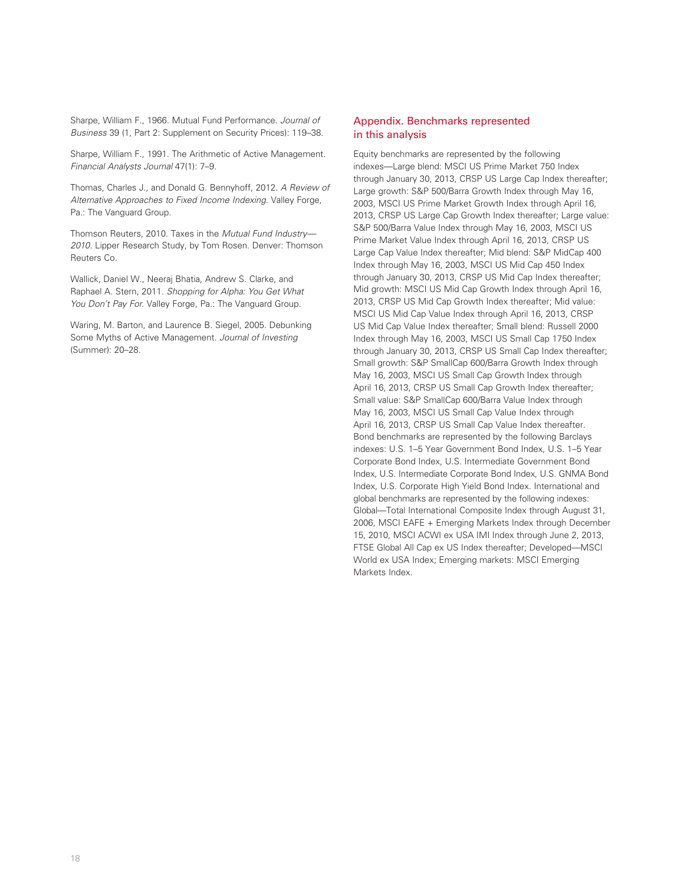Sharpe, William F., 1966. Mutual Fund Performance. *Journal of Business* 39 (1, Part 2: Supplement on Security Prices): 119–38.

Sharpe, William F., 1991. The Arithmetic of Active Management. *Financial Analysts Journal* 47(1): 7–9.

Thomas, Charles J., and Donald G. Bennyhoff, 2012. *A Review of Alternative Approaches to Fixed Income Indexing*. Valley Forge, Pa.: The Vanguard Group.

Thomson Reuters, 2010. Taxes in the *Mutual Fund Industry—2010*. Lipper Research Study, by Tom Rosen. Denver: Thomson Reuters Co.

Wallick, Daniel W., Neeraj Bhatia, Andrew S. Clarke, and Raphael A. Stern, 2011. *Shopping for Alpha: You Get What You Don't Pay For*. Valley Forge, Pa.: The Vanguard Group.

Waring, M. Barton, and Laurence B. Siegel, 2005. Debunking Some Myths of Active Management. *Journal of Investing* (Summer): 20–28.

## Appendix. Benchmarks represented in this analysis

Equity benchmarks are represented by the following indexes—Large blend: MSCI US Prime Market 750 Index through January 30, 2013, CRSP US Large Cap Index thereafter; Large growth: S&P 500/Barra Growth Index through May 16, 2003, MSCI US Prime Market Growth Index through April 16, 2013, CRSP US Large Cap Growth Index thereafter; Large value: S&P 500/Barra Value Index through May 16, 2003, MSCI US Prime Market Value Index through April 16, 2013, CRSP US Large Cap Value Index thereafter; Mid blend: S&P MidCap 400 Index through May 16, 2003, MSCI US Mid Cap 450 Index through January 30, 2013, CRSP US Mid Cap Index thereafter; Mid growth: MSCI US Mid Cap Growth Index through April 16, 2013, CRSP US Mid Cap Growth Index thereafter; Mid value: MSCI US Mid Cap Value Index through April 16, 2013, CRSP US Mid Cap Value Index thereafter; Small blend: Russell 2000 Index through May 16, 2003, MSCI US Small Cap 1750 Index through January 30, 2013, CRSP US Small Cap Index thereafter; Small growth: S&P SmallCap 600/Barra Growth Index through May 16, 2003, MSCI US Small Cap Growth Index through April 16, 2013, CRSP US Small Cap Growth Index thereafter; Small value: S&P SmallCap 600/Barra Value Index through May 16, 2003, MSCI US Small Cap Value Index through April 16, 2013, CRSP US Small Cap Value Index thereafter. Bond benchmarks are represented by the following Barclays indexes: U.S. 1–5 Year Government Bond Index, U.S. 1–5 Year Corporate Bond Index, U.S. Intermediate Government Bond Index, U.S. Intermediate Corporate Bond Index, U.S. GNMA Bond Index, U.S. Corporate High Yield Bond Index. International and global benchmarks are represented by the following indexes: Global—Total International Composite Index through August 31, 2006, MSCI EAFE + Emerging Markets Index through December 15, 2010, MSCI ACWI ex USA IMI Index through June 2, 2013, FTSE Global All Cap ex US Index thereafter; Developed—MSCI World ex USA Index; Emerging markets: MSCI Emerging Markets Index.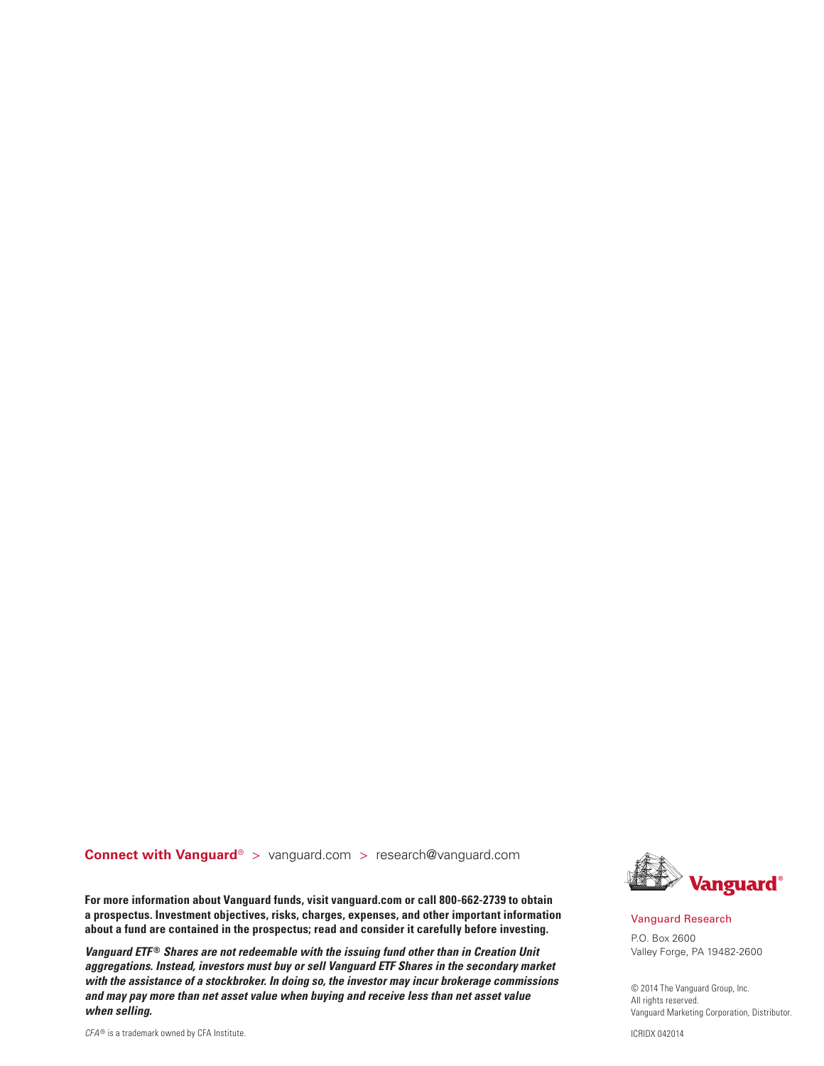**Connect with Vanguard**® > vanguard.com > research@vanguard.com

**For more information about Vanguard funds, visit vanguard.com or call 800-662-2739 to obtain a prospectus. Investment objectives, risks, charges, expenses, and other important information about a fund are contained in the prospectus; read and consider it carefully before investing.**

***Vanguard ETF® Shares are not redeemable with the issuing fund other than in Creation Unit aggregations. Instead, investors must buy or sell Vanguard ETF Shares in the secondary market with the assistance of a stockbroker. In doing so, the investor may incur brokerage commissions and may pay more than net asset value when buying and receive less than net asset value when selling.***

*CFA*® is a trademark owned by CFA Institute.

Vanguard®

Vanguard Research

P.O. Box 2600
Valley Forge, PA 19482-2600

© 2014 The Vanguard Group, Inc.
All rights reserved.
Vanguard Marketing Corporation, Distributor.

ICRIDX 042014